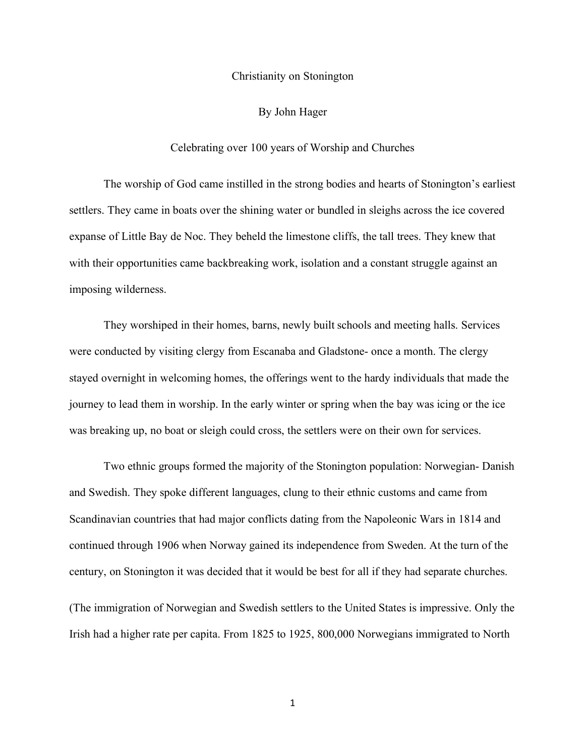# Christianity on Stonington

By John Hager

Celebrating over 100 years of Worship and Churches

The worship of God came instilled in the strong bodies and hearts of Stonington's earliest settlers. They came in boats over the shining water or bundled in sleighs across the ice covered expanse of Little Bay de Noc. They beheld the limestone cliffs, the tall trees. They knew that with their opportunities came backbreaking work, isolation and a constant struggle against an imposing wilderness.

They worshiped in their homes, barns, newly built schools and meeting halls. Services were conducted by visiting clergy from Escanaba and Gladstone- once a month. The clergy stayed overnight in welcoming homes, the offerings went to the hardy individuals that made the journey to lead them in worship. In the early winter or spring when the bay was icing or the ice was breaking up, no boat or sleigh could cross, the settlers were on their own for services.

Two ethnic groups formed the majority of the Stonington population: Norwegian- Danish and Swedish. They spoke different languages, clung to their ethnic customs and came from Scandinavian countries that had major conflicts dating from the Napoleonic Wars in 1814 and continued through 1906 when Norway gained its independence from Sweden. At the turn of the century, on Stonington it was decided that it would be best for all if they had separate churches.

(The immigration of Norwegian and Swedish settlers to the United States is impressive. Only the Irish had a higher rate per capita. From 1825 to 1925, 800,000 Norwegians immigrated to North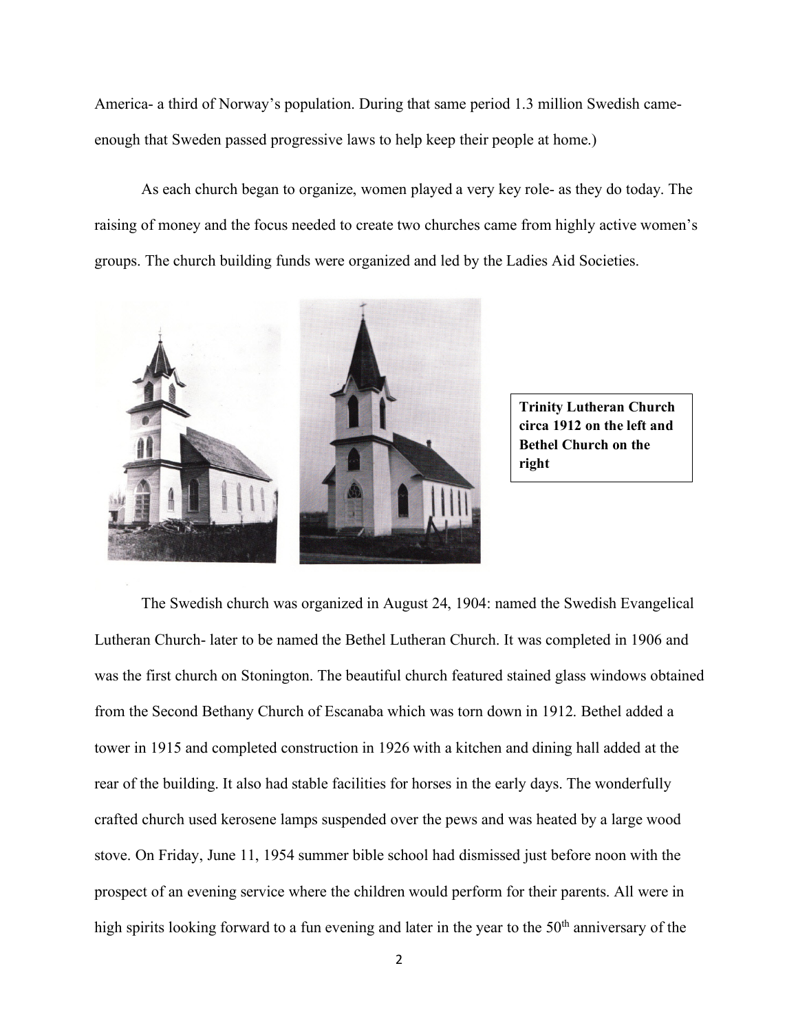America- a third of Norway's population. During that same period 1.3 million Swedish came- enough that Sweden passed progressive laws to help keep their people at home.)

As each church began to organize, women played a very key role- as they do today. The raising of money and the focus needed to create two churches came from highly active women's groups. The church building funds were organized and led by the Ladies Aid Societies.

**Trinity Lutheran Church circa 1912 on the left and Bethel Church on the right**

The Swedish church was organized in August 24, 1904: named the Swedish Evangelical Lutheran Church- later to be named the Bethel Lutheran Church. It was completed in 1906 and was the first church on Stonington. The beautiful church featured stained glass windows obtained from the Second Bethany Church of Escanaba which was torn down in 1912. Bethel added a tower in 1915 and completed construction in 1926 with a kitchen and dining hall added at the rear of the building. It also had stable facilities for horses in the early days. The wonderfully crafted church used kerosene lamps suspended over the pews and was heated by a large wood stove. On Friday, June 11, 1954 summer bible school had dismissed just before noon with the prospect of an evening service where the children would perform for their parents. All were in high spirits looking forward to a fun evening and later in the year to the 50th anniversary of the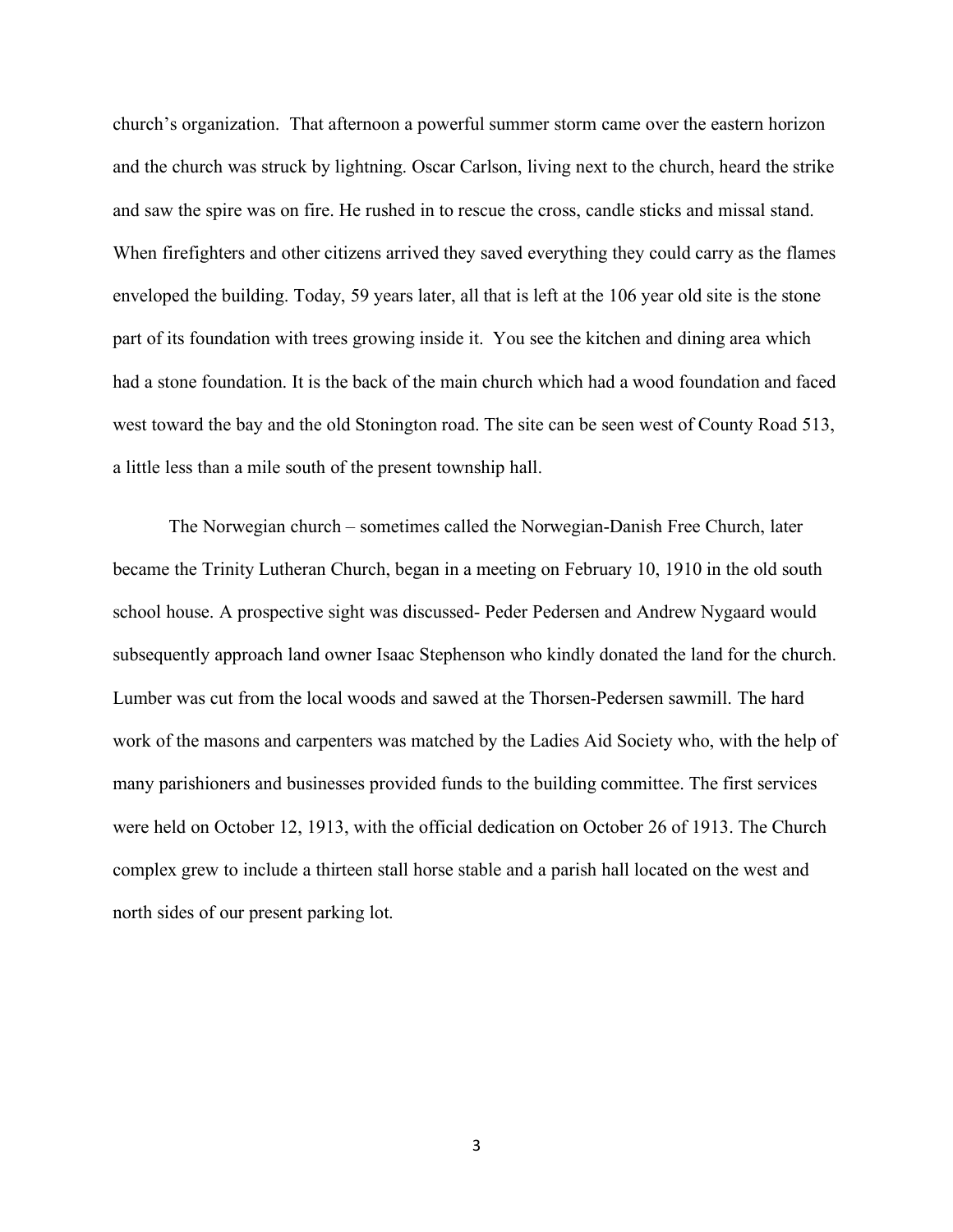church's organization. That afternoon a powerful summer storm came over the eastern horizon and the church was struck by lightning. Oscar Carlson, living next to the church, heard the strike and saw the spire was on fire. He rushed in to rescue the cross, candle sticks and missal stand. When firefighters and other citizens arrived they saved everything they could carry as the flames enveloped the building. Today, 59 years later, all that is left at the 106 year old site is the stone part of its foundation with trees growing inside it. You see the kitchen and dining area which had a stone foundation. It is the back of the main church which had a wood foundation and faced west toward the bay and the old Stonington road. The site can be seen west of County Road 513, a little less than a mile south of the present township hall.

The Norwegian church – sometimes called the Norwegian-Danish Free Church, later became the Trinity Lutheran Church, began in a meeting on February 10, 1910 in the old south school house. A prospective sight was discussed- Peder Pedersen and Andrew Nygaard would subsequently approach land owner Isaac Stephenson who kindly donated the land for the church. Lumber was cut from the local woods and sawed at the Thorsen-Pedersen sawmill. The hard work of the masons and carpenters was matched by the Ladies Aid Society who, with the help of many parishioners and businesses provided funds to the building committee. The first services were held on October 12, 1913, with the official dedication on October 26 of 1913. The Church complex grew to include a thirteen stall horse stable and a parish hall located on the west and north sides of our present parking lot.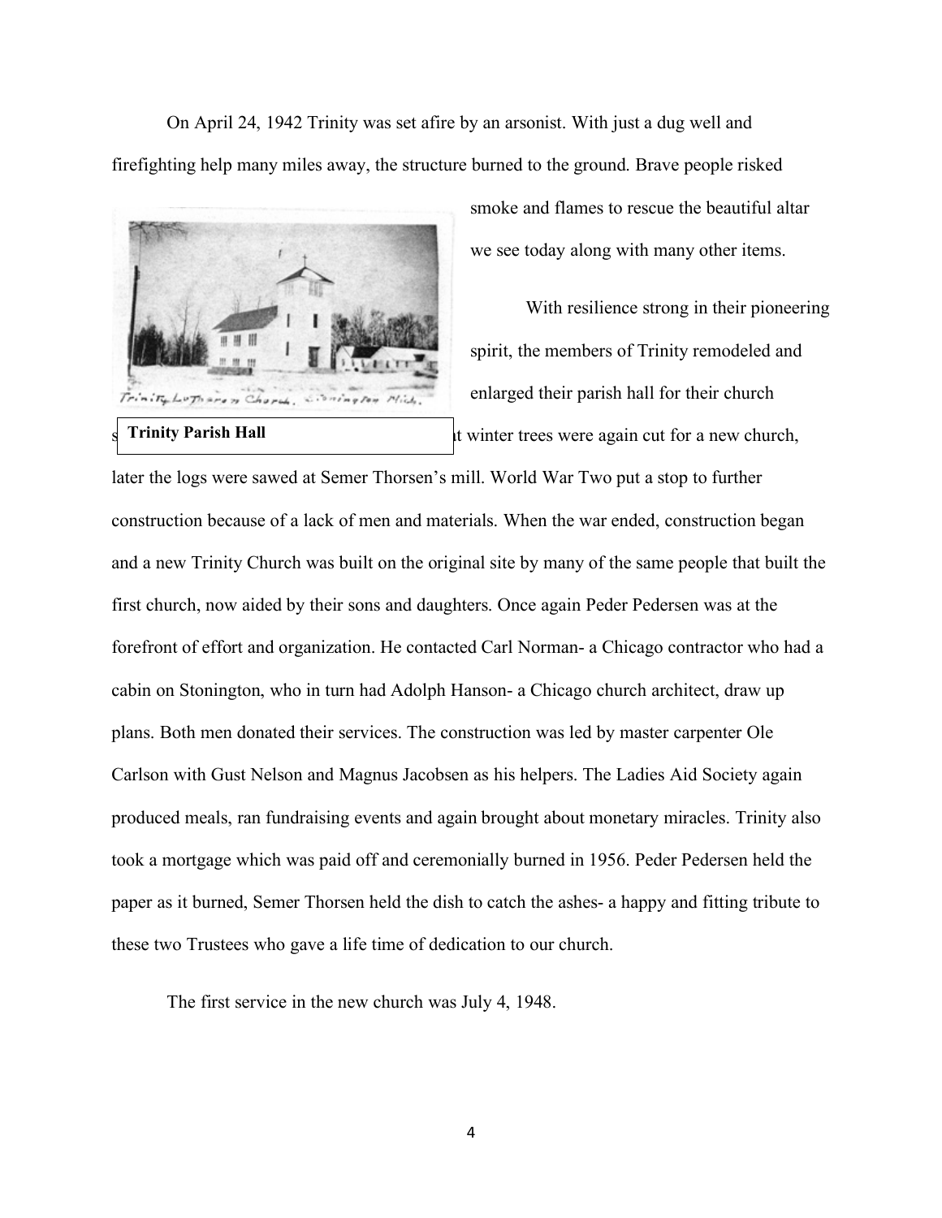On April 24, 1942 Trinity was set afire by an arsonist. With just a dug well and firefighting help many miles away, the structure burned to the ground. Brave people risked smoke and flames to rescue the beautiful altar we see today along with many other items.

Trinity Parish Hall

With resilience strong in their pioneering spirit, the members of Trinity remodeled and enlarged their parish hall for their church s… t winter trees were again cut for a new church, later the logs were sawed at Semer Thorsen's mill. World War Two put a stop to further construction because of a lack of men and materials. When the war ended, construction began and a new Trinity Church was built on the original site by many of the same people that built the first church, now aided by their sons and daughters. Once again Peder Pedersen was at the forefront of effort and organization. He contacted Carl Norman- a Chicago contractor who had a cabin on Stonington, who in turn had Adolph Hanson- a Chicago church architect, draw up plans. Both men donated their services. The construction was led by master carpenter Ole Carlson with Gust Nelson and Magnus Jacobsen as his helpers. The Ladies Aid Society again produced meals, ran fundraising events and again brought about monetary miracles. Trinity also took a mortgage which was paid off and ceremonially burned in 1956. Peder Pedersen held the paper as it burned, Semer Thorsen held the dish to catch the ashes- a happy and fitting tribute to these two Trustees who gave a life time of dedication to our church.

The first service in the new church was July 4, 1948.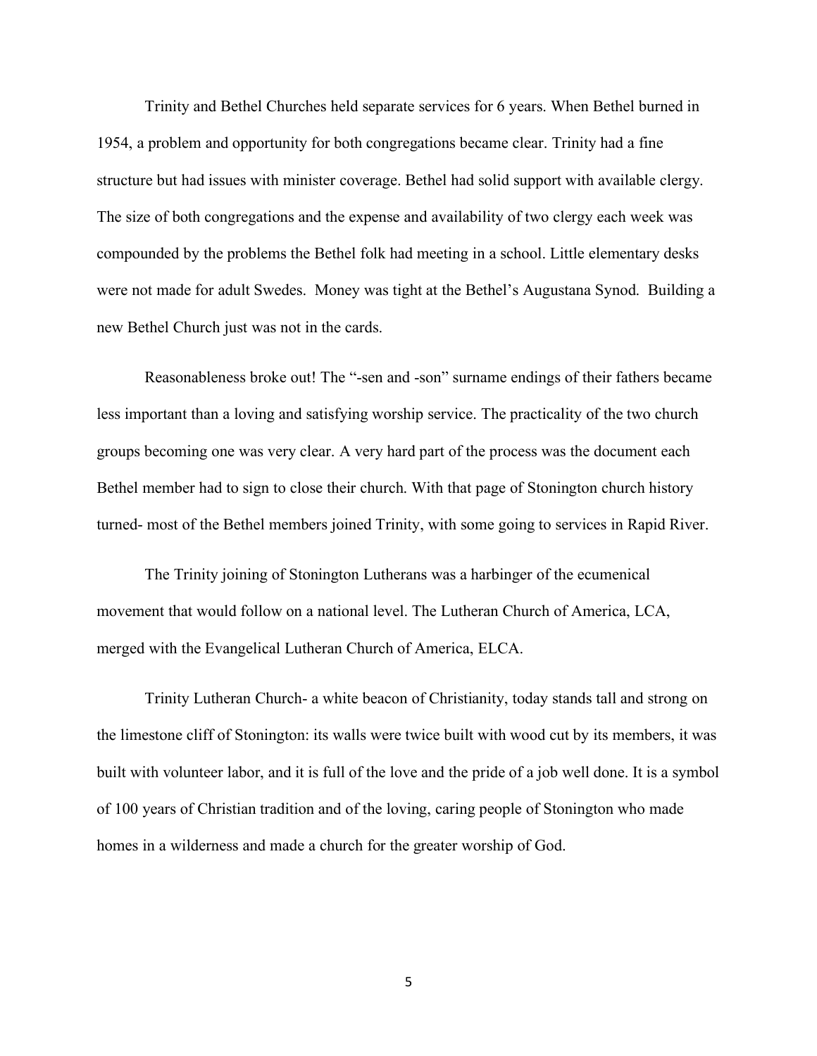Trinity and Bethel Churches held separate services for 6 years. When Bethel burned in 1954, a problem and opportunity for both congregations became clear. Trinity had a fine structure but had issues with minister coverage. Bethel had solid support with available clergy. The size of both congregations and the expense and availability of two clergy each week was compounded by the problems the Bethel folk had meeting in a school. Little elementary desks were not made for adult Swedes. Money was tight at the Bethel's Augustana Synod. Building a new Bethel Church just was not in the cards.

Reasonableness broke out! The "-sen and -son" surname endings of their fathers became less important than a loving and satisfying worship service. The practicality of the two church groups becoming one was very clear. A very hard part of the process was the document each Bethel member had to sign to close their church. With that page of Stonington church history turned- most of the Bethel members joined Trinity, with some going to services in Rapid River.

The Trinity joining of Stonington Lutherans was a harbinger of the ecumenical movement that would follow on a national level. The Lutheran Church of America, LCA, merged with the Evangelical Lutheran Church of America, ELCA.

Trinity Lutheran Church- a white beacon of Christianity, today stands tall and strong on the limestone cliff of Stonington: its walls were twice built with wood cut by its members, it was built with volunteer labor, and it is full of the love and the pride of a job well done. It is a symbol of 100 years of Christian tradition and of the loving, caring people of Stonington who made homes in a wilderness and made a church for the greater worship of God.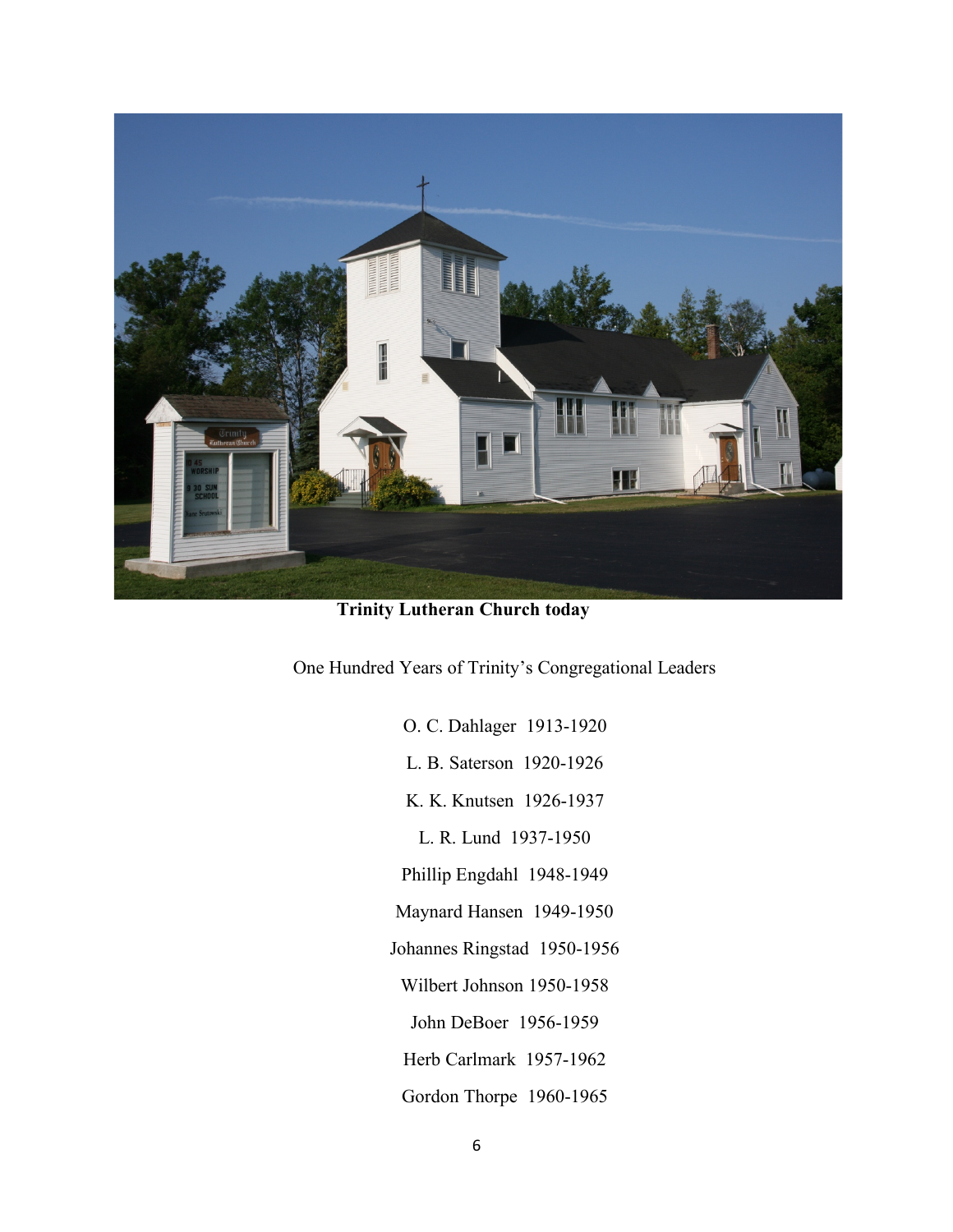**Trinity Lutheran Church today**

One Hundred Years of Trinity's Congregational Leaders

O. C. Dahlager 1913-1920

L. B. Saterson 1920-1926

K. K. Knutsen 1926-1937

L. R. Lund 1937-1950

Phillip Engdahl 1948-1949

Maynard Hansen 1949-1950

Johannes Ringstad 1950-1956

Wilbert Johnson 1950-1958

John DeBoer 1956-1959

Herb Carlmark 1957-1962

Gordon Thorpe 1960-1965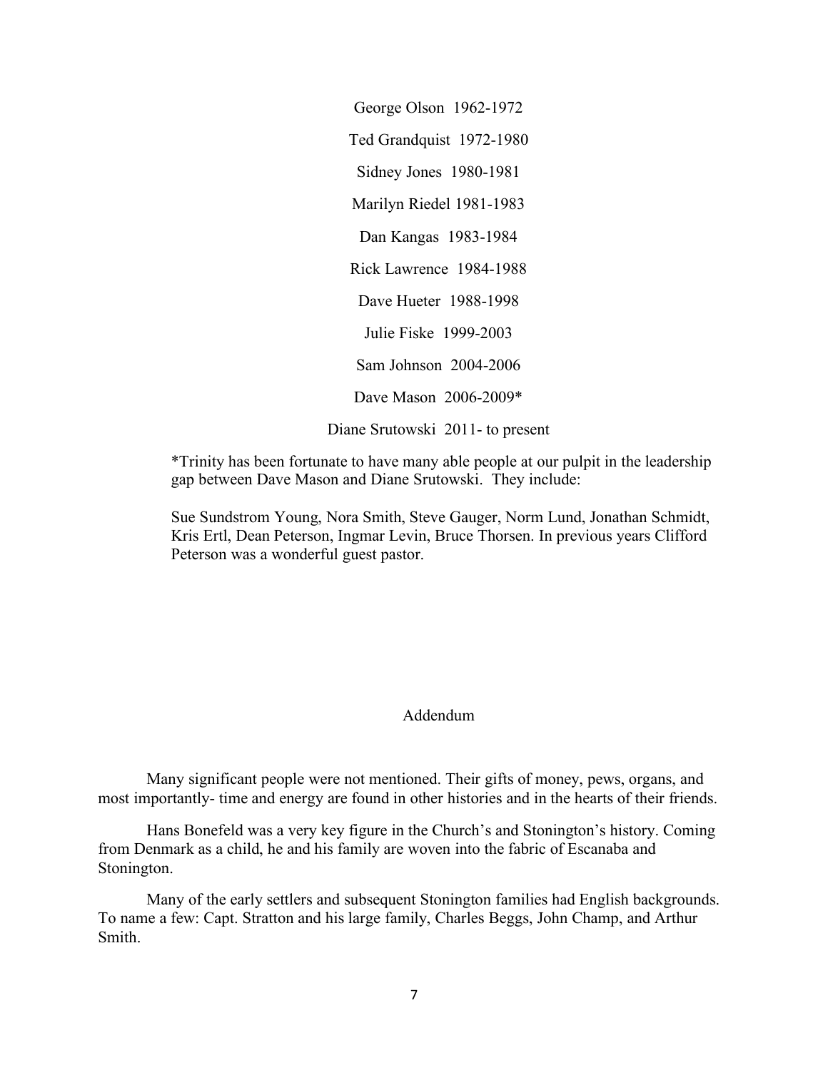George Olson 1962-1972

Ted Grandquist 1972-1980

Sidney Jones 1980-1981

Marilyn Riedel 1981-1983

Dan Kangas 1983-1984

Rick Lawrence 1984-1988

Dave Hueter 1988-1998

Julie Fiske 1999-2003

Sam Johnson 2004-2006

Dave Mason 2006-2009*

Diane Srutowski 2011- to present

*Trinity has been fortunate to have many able people at our pulpit in the leadership gap between Dave Mason and Diane Srutowski. They include:

Sue Sundstrom Young, Nora Smith, Steve Gauger, Norm Lund, Jonathan Schmidt, Kris Ertl, Dean Peterson, Ingmar Levin, Bruce Thorsen. In previous years Clifford Peterson was a wonderful guest pastor.

## Addendum

Many significant people were not mentioned. Their gifts of money, pews, organs, and most importantly- time and energy are found in other histories and in the hearts of their friends.

Hans Bonefeld was a very key figure in the Church's and Stonington's history. Coming from Denmark as a child, he and his family are woven into the fabric of Escanaba and Stonington.

Many of the early settlers and subsequent Stonington families had English backgrounds. To name a few: Capt. Stratton and his large family, Charles Beggs, John Champ, and Arthur Smith.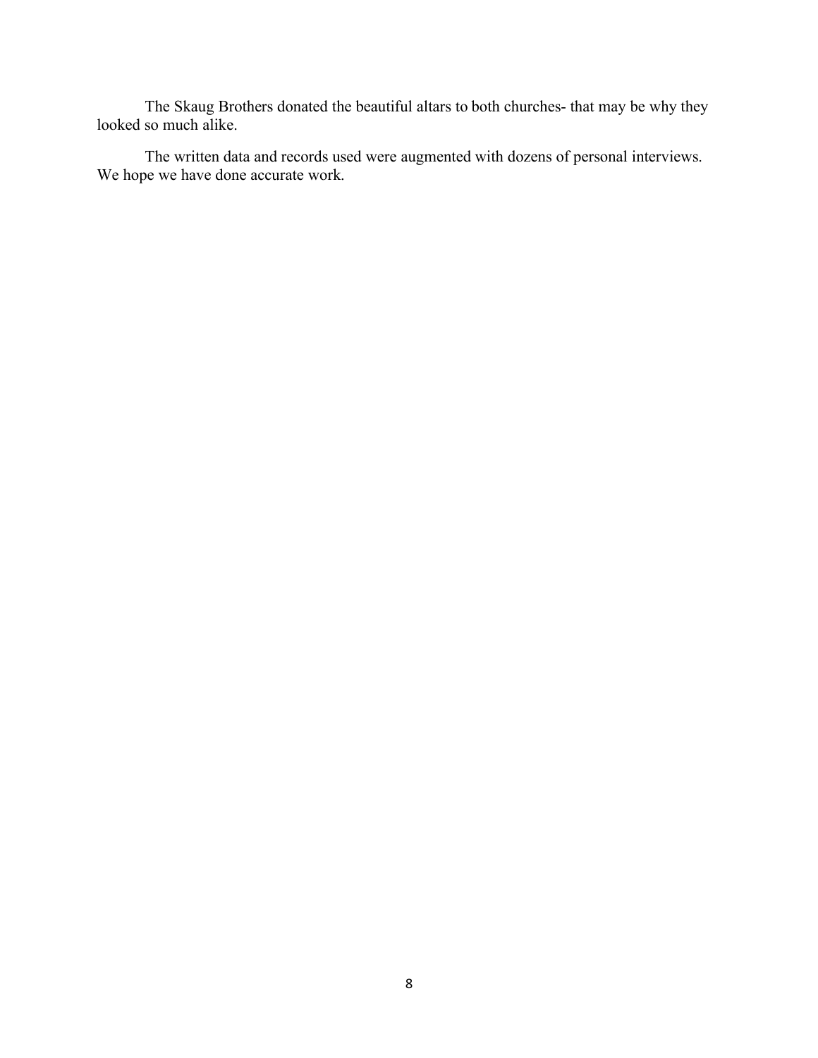The Skaug Brothers donated the beautiful altars to both churches- that may be why they looked so much alike.

The written data and records used were augmented with dozens of personal interviews. We hope we have done accurate work.